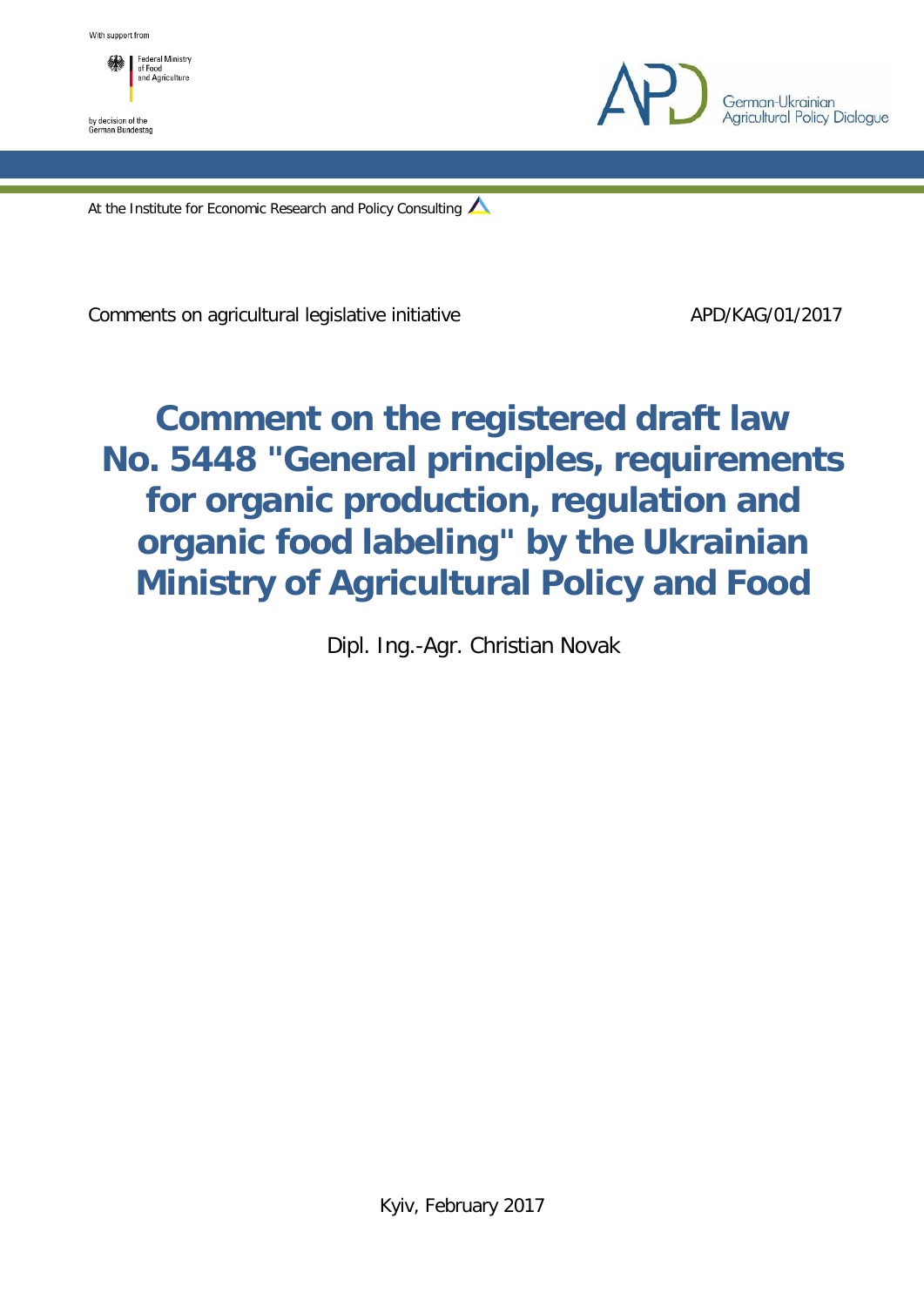With support from

Federal Ministry of Food and Agriculture

by decision of the German Bundestag

German-Ukrainian Agricultural Policy Dialogue

At the Institute for Economic Research and Policy Consulting

Comments on agricultural legislative initiative APD/KAG/01/2017

# Comment on the registered draft law No. 5448 "General principles, requirements for organic production, regulation and organic food labeling" by the Ukrainian Ministry of Agricultural Policy and Food

Dipl. Ing.-Agr. Christian Novak

Kyiv, February 2017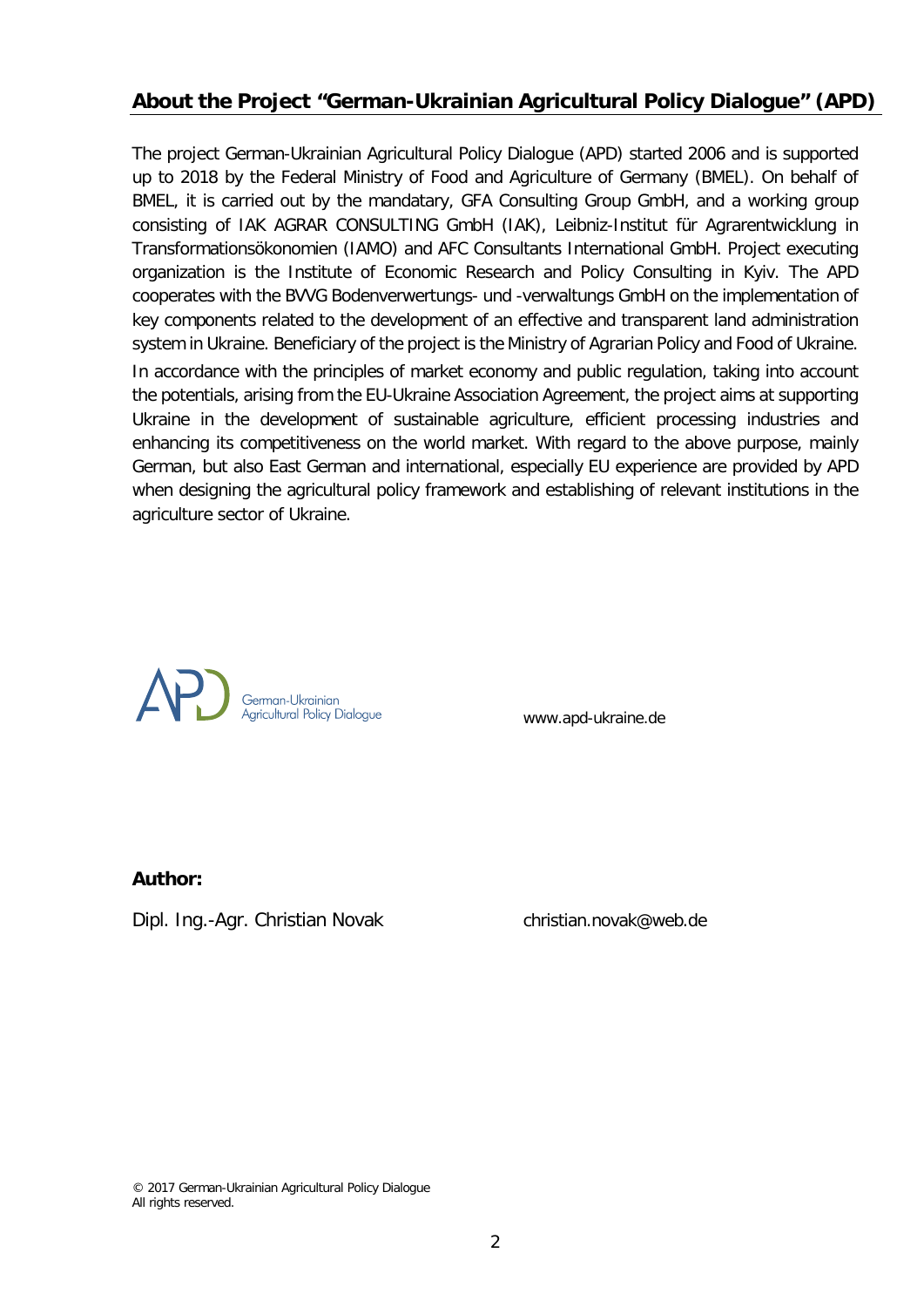## About the Project "German-Ukrainian Agricultural Policy Dialogue" (APD)

The project German-Ukrainian Agricultural Policy Dialogue (APD) started 2006 and is supported up to 2018 by the Federal Ministry of Food and Agriculture of Germany (BMEL). On behalf of BMEL, it is carried out by the mandatary, GFA Consulting Group GmbH, and a working group consisting of IAK AGRAR CONSULTING GmbH (IAK), Leibniz-Institut für Agrarentwicklung in Transformationsökonomien (IAMO) and AFC Consultants International GmbH. Project executing organization is the Institute of Economic Research and Policy Consulting in Kyiv. The APD cooperates with the BVVG Bodenverwertungs- und -verwaltungs GmbH on the implementation of key components related to the development of an effective and transparent land administration system in Ukraine. Beneficiary of the project is the Ministry of Agrarian Policy and Food of Ukraine.

In accordance with the principles of market economy and public regulation, taking into account the potentials, arising from the EU-Ukraine Association Agreement, the project aims at supporting Ukraine in the development of sustainable agriculture, efficient processing industries and enhancing its competitiveness on the world market. With regard to the above purpose, mainly German, but also East German and international, especially EU experience are provided by APD when designing the agricultural policy framework and establishing of relevant institutions in the agriculture sector of Ukraine.

APD German-Ukrainian Agricultural Policy Dialogue

www.apd-ukraine.de

**Author:**

Dipl. Ing.-Agr. Christian Novak christian.novak@web.de

© 2017 German-Ukrainian Agricultural Policy Dialogue
All rights reserved.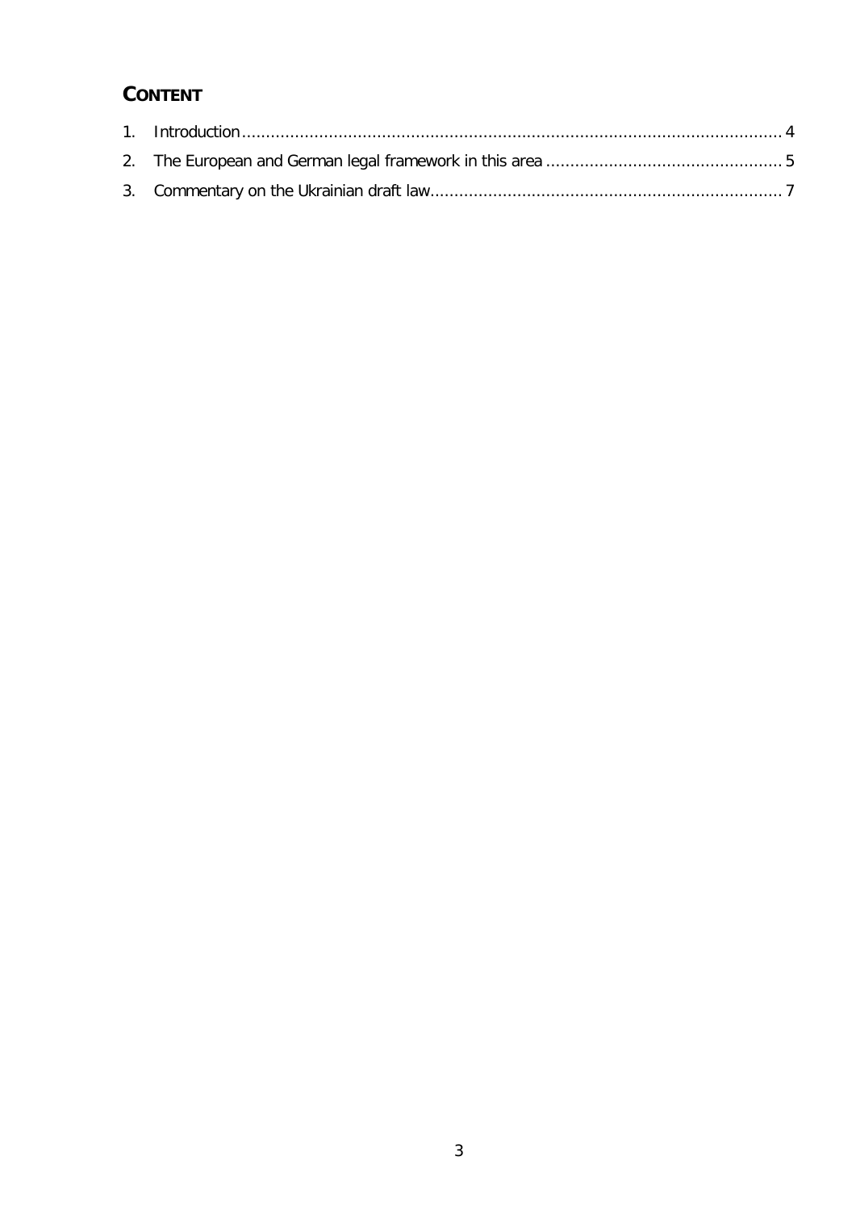## CONTENT

1. Introduction ........................................................................................................ 4
2. The European and German legal framework in this area ................................................ 5
3. Commentary on the Ukrainian draft law......................................................................... 7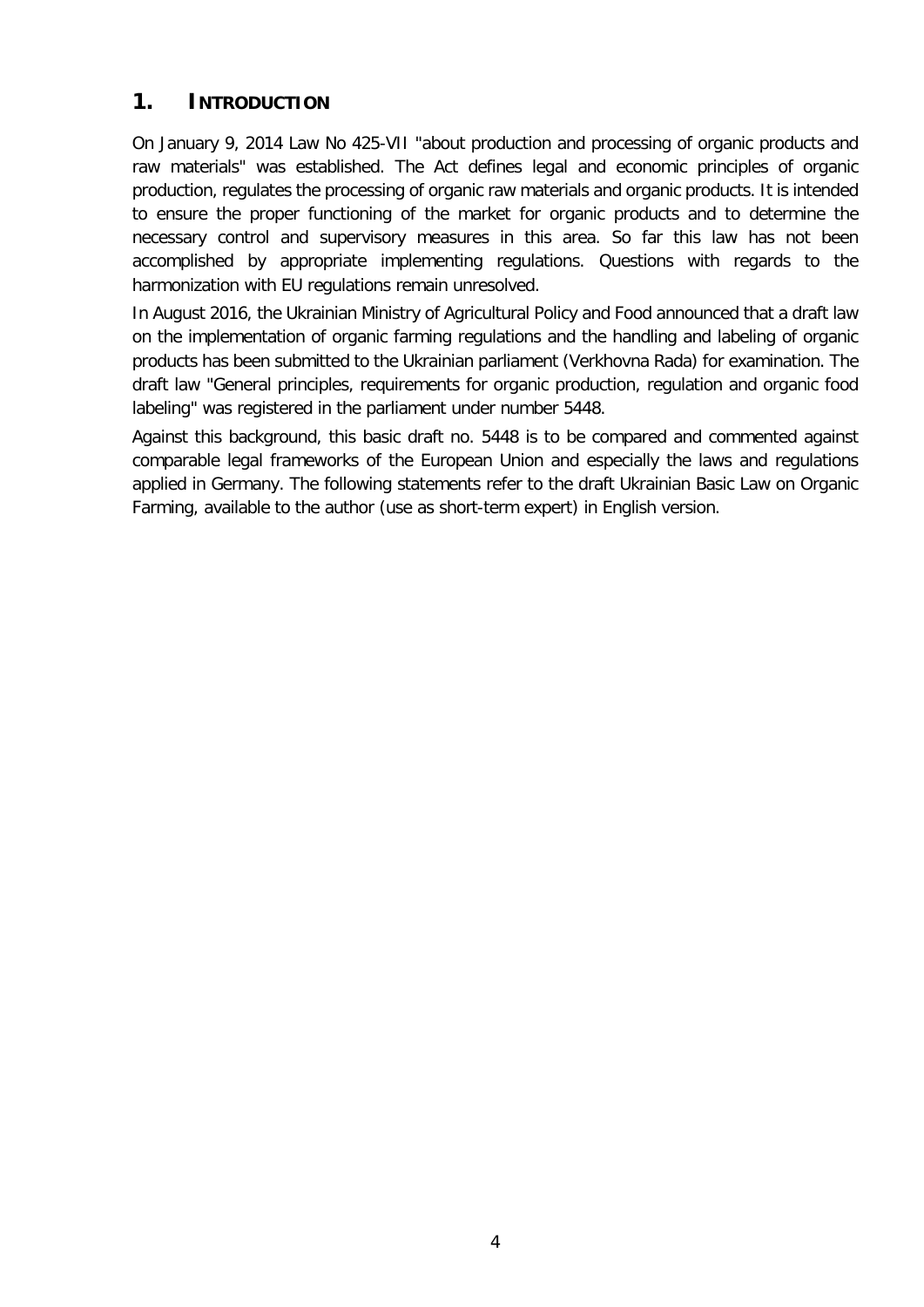# 1. INTRODUCTION

On January 9, 2014 Law No 425-VII "about production and processing of organic products and raw materials" was established. The Act defines legal and economic principles of organic production, regulates the processing of organic raw materials and organic products. It is intended to ensure the proper functioning of the market for organic products and to determine the necessary control and supervisory measures in this area. So far this law has not been accomplished by appropriate implementing regulations. Questions with regards to the harmonization with EU regulations remain unresolved.

In August 2016, the Ukrainian Ministry of Agricultural Policy and Food announced that a draft law on the implementation of organic farming regulations and the handling and labeling of organic products has been submitted to the Ukrainian parliament (Verkhovna Rada) for examination. The draft law "General principles, requirements for organic production, regulation and organic food labeling" was registered in the parliament under number 5448.

Against this background, this basic draft no. 5448 is to be compared and commented against comparable legal frameworks of the European Union and especially the laws and regulations applied in Germany. The following statements refer to the draft Ukrainian Basic Law on Organic Farming, available to the author (use as short-term expert) in English version.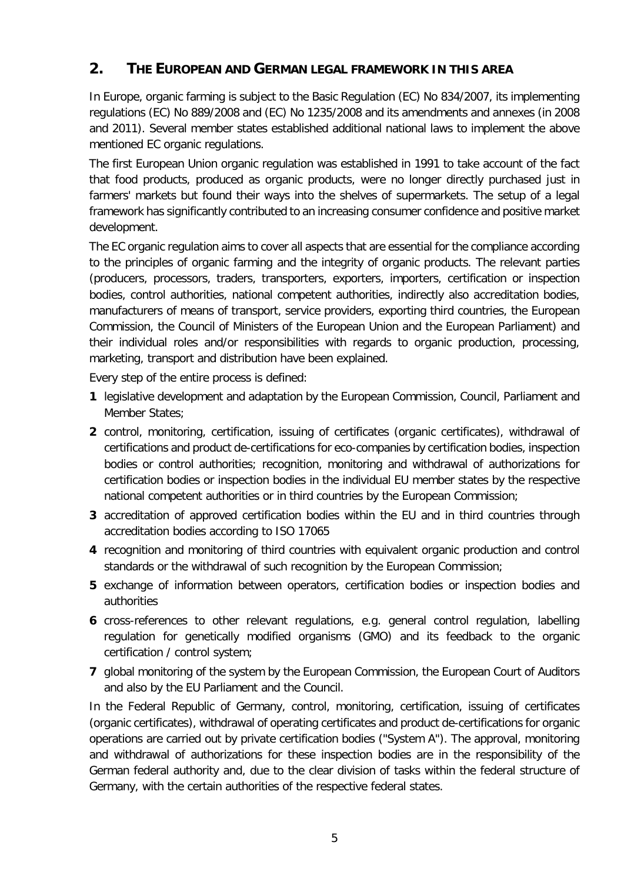## 2. THE EUROPEAN AND GERMAN LEGAL FRAMEWORK IN THIS AREA

In Europe, organic farming is subject to the Basic Regulation (EC) No 834/2007, its implementing regulations (EC) No 889/2008 and (EC) No 1235/2008 and its amendments and annexes (in 2008 and 2011). Several member states established additional national laws to implement the above mentioned EC organic regulations.

The first European Union organic regulation was established in 1991 to take account of the fact that food products, produced as organic products, were no longer directly purchased just in farmers' markets but found their ways into the shelves of supermarkets. The setup of a legal framework has significantly contributed to an increasing consumer confidence and positive market development.

The EC organic regulation aims to cover all aspects that are essential for the compliance according to the principles of organic farming and the integrity of organic products. The relevant parties (producers, processors, traders, transporters, exporters, importers, certification or inspection bodies, control authorities, national competent authorities, indirectly also accreditation bodies, manufacturers of means of transport, service providers, exporting third countries, the European Commission, the Council of Ministers of the European Union and the European Parliament) and their individual roles and/or responsibilities with regards to organic production, processing, marketing, transport and distribution have been explained.

Every step of the entire process is defined:

1. legislative development and adaptation by the European Commission, Council, Parliament and Member States;
2. control, monitoring, certification, issuing of certificates (organic certificates), withdrawal of certifications and product de-certifications for eco-companies by certification bodies, inspection bodies or control authorities; recognition, monitoring and withdrawal of authorizations for certification bodies or inspection bodies in the individual EU member states by the respective national competent authorities or in third countries by the European Commission;
3. accreditation of approved certification bodies within the EU and in third countries through accreditation bodies according to ISO 17065
4. recognition and monitoring of third countries with equivalent organic production and control standards or the withdrawal of such recognition by the European Commission;
5. exchange of information between operators, certification bodies or inspection bodies and authorities
6. cross-references to other relevant regulations, e.g. general control regulation, labelling regulation for genetically modified organisms (GMO) and its feedback to the organic certification / control system;
7. global monitoring of the system by the European Commission, the European Court of Auditors and also by the EU Parliament and the Council.

In the Federal Republic of Germany, control, monitoring, certification, issuing of certificates (organic certificates), withdrawal of operating certificates and product de-certifications for organic operations are carried out by private certification bodies ("System A"). The approval, monitoring and withdrawal of authorizations for these inspection bodies are in the responsibility of the German federal authority and, due to the clear division of tasks within the federal structure of Germany, with the certain authorities of the respective federal states.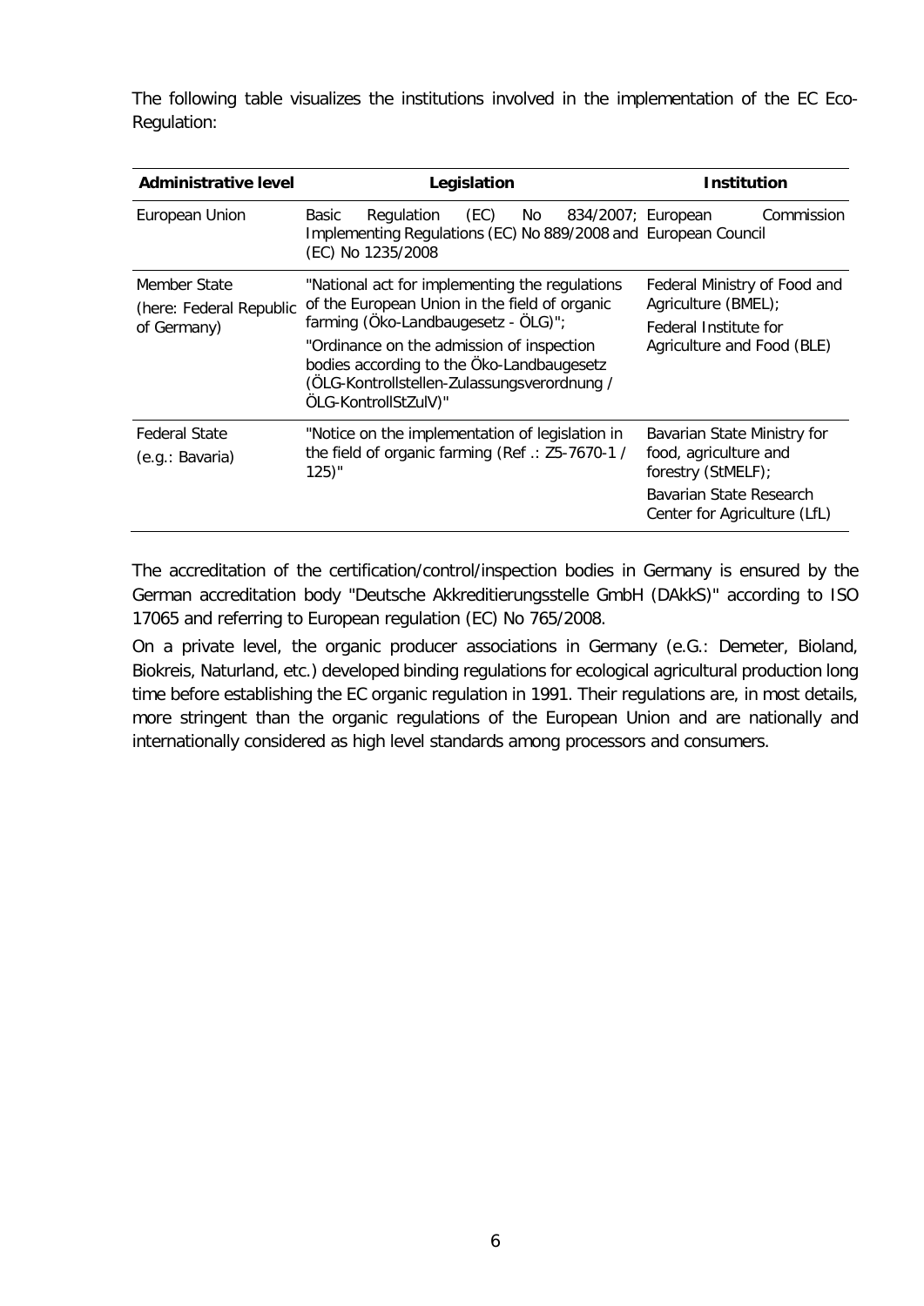The following table visualizes the institutions involved in the implementation of the EC Eco-Regulation:

| Administrative level | Legislation | Institution |
|---|---|---|
| European Union | Basic Regulation (EC) No 834/2007; Implementing Regulations (EC) No 889/2008 and (EC) No 1235/2008 | European Commission European Council |
| Member State (here: Federal Republic of Germany) | "National act for implementing the regulations of the European Union in the field of organic farming (Öko-Landbaugesetz - ÖLG)"; "Ordinance on the admission of inspection bodies according to the Öko-Landbaugesetz (ÖLG-Kontrollstellen-Zulassungsverordnung / ÖLG-KontrollStZulV)" | Federal Ministry of Food and Agriculture (BMEL); Federal Institute for Agriculture and Food (BLE) |
| Federal State (e.g.: Bavaria) | "Notice on the implementation of legislation in the field of organic farming (Ref .: Z5-7670-1 / 125)" | Bavarian State Ministry for food, agriculture and forestry (StMELF); Bavarian State Research Center for Agriculture (LfL) |

The accreditation of the certification/control/inspection bodies in Germany is ensured by the German accreditation body "Deutsche Akkreditierungsstelle GmbH (DAkkS)" according to ISO 17065 and referring to European regulation (EC) No 765/2008.

On a private level, the organic producer associations in Germany (e.G.: Demeter, Bioland, Biokreis, Naturland, etc.) developed binding regulations for ecological agricultural production long time before establishing the EC organic regulation in 1991. Their regulations are, in most details, more stringent than the organic regulations of the European Union and are nationally and internationally considered as high level standards among processors and consumers.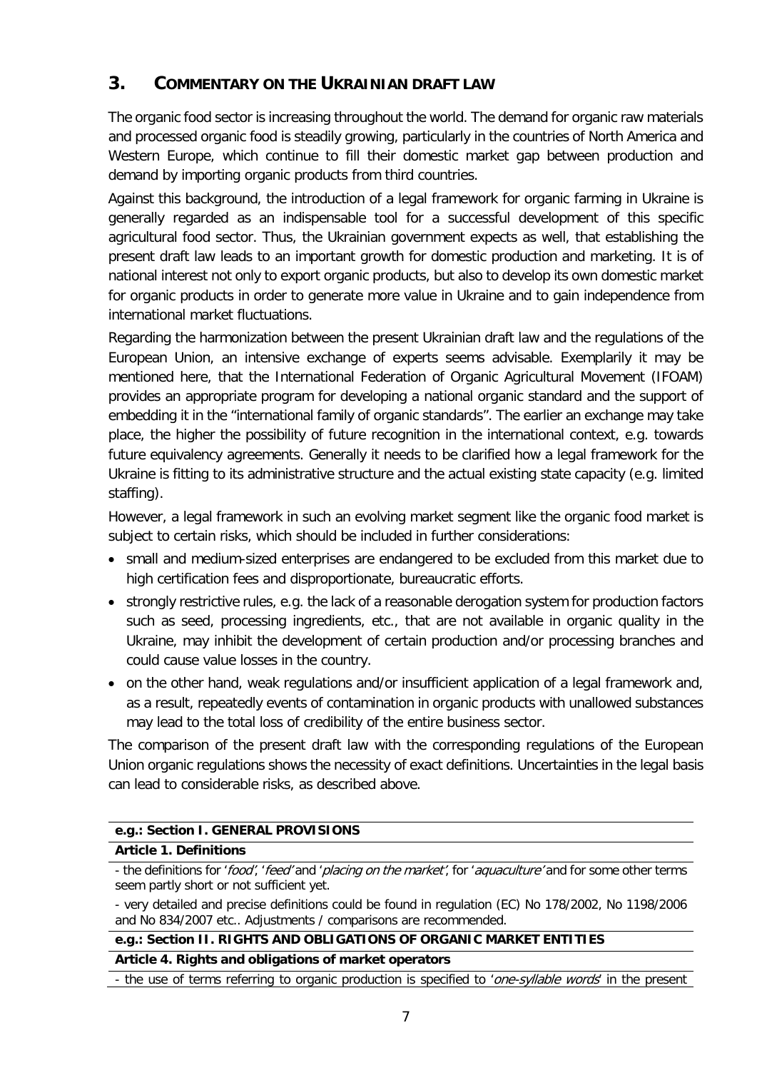## 3. COMMENTARY ON THE UKRAINIAN DRAFT LAW

The organic food sector is increasing throughout the world. The demand for organic raw materials and processed organic food is steadily growing, particularly in the countries of North America and Western Europe, which continue to fill their domestic market gap between production and demand by importing organic products from third countries.

Against this background, the introduction of a legal framework for organic farming in Ukraine is generally regarded as an indispensable tool for a successful development of this specific agricultural food sector. Thus, the Ukrainian government expects as well, that establishing the present draft law leads to an important growth for domestic production and marketing. It is of national interest not only to export organic products, but also to develop its own domestic market for organic products in order to generate more value in Ukraine and to gain independence from international market fluctuations.

Regarding the harmonization between the present Ukrainian draft law and the regulations of the European Union, an intensive exchange of experts seems advisable. Exemplarily it may be mentioned here, that the International Federation of Organic Agricultural Movement (IFOAM) provides an appropriate program for developing a national organic standard and the support of embedding it in the "international family of organic standards". The earlier an exchange may take place, the higher the possibility of future recognition in the international context, e.g. towards future equivalency agreements. Generally it needs to be clarified how a legal framework for the Ukraine is fitting to its administrative structure and the actual existing state capacity (e.g. limited staffing).

However, a legal framework in such an evolving market segment like the organic food market is subject to certain risks, which should be included in further considerations:

- small and medium-sized enterprises are endangered to be excluded from this market due to high certification fees and disproportionate, bureaucratic efforts.
- strongly restrictive rules, e.g. the lack of a reasonable derogation system for production factors such as seed, processing ingredients, etc., that are not available in organic quality in the Ukraine, may inhibit the development of certain production and/or processing branches and could cause value losses in the country.
- on the other hand, weak regulations and/or insufficient application of a legal framework and, as a result, repeatedly events of contamination in organic products with unallowed substances may lead to the total loss of credibility of the entire business sector.

The comparison of the present draft law with the corresponding regulations of the European Union organic regulations shows the necessity of exact definitions. Uncertainties in the legal basis can lead to considerable risks, as described above.

| **e.g.: Section I. GENERAL PROVISIONS** |
|---|
| **Article 1. Definitions** |
| - the definitions for '*food*', '*feed*' and '*placing on the market*', for '*aquaculture*' and for some other terms seem partly short or not sufficient yet. |
| - very detailed and precise definitions could be found in regulation (EC) No 178/2002, No 1198/2006 and No 834/2007 etc.. Adjustments / comparisons are recommended. |
| **e.g.: Section II. RIGHTS AND OBLIGATIONS OF ORGANIC MARKET ENTITIES** |
| **Article 4. Rights and obligations of market operators** |
| - the use of terms referring to organic production is specified to '*one-syllable words*' in the present |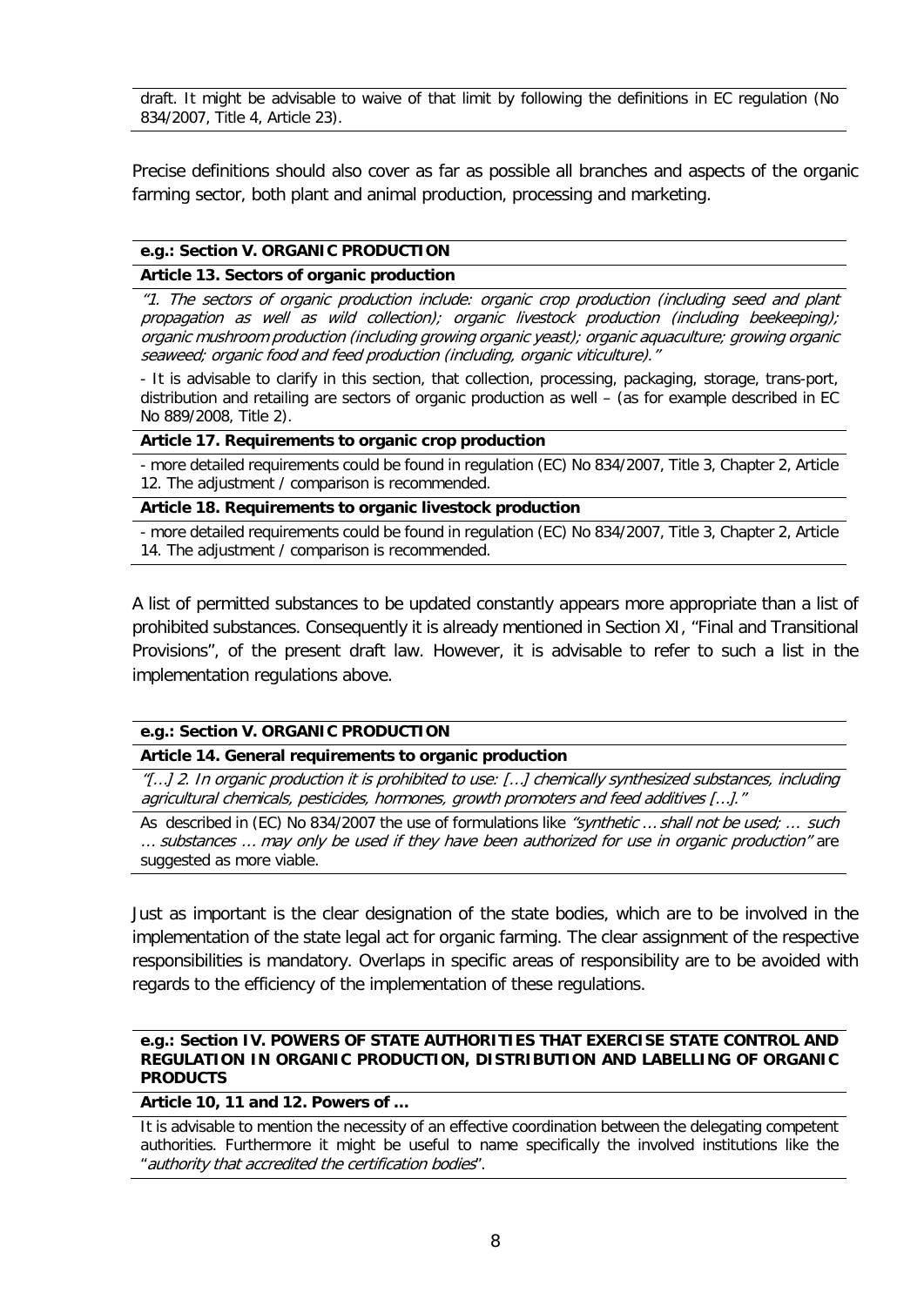draft. It might be advisable to waive of that limit by following the definitions in EC regulation (No 834/2007, Title 4, Article 23).

Precise definitions should also cover as far as possible all branches and aspects of the organic farming sector, both plant and animal production, processing and marketing.

**e.g.: Section V. ORGANIC PRODUCTION**

**Article 13. Sectors of organic production**

*"1. The sectors of organic production include: organic crop production (including seed and plant propagation as well as wild collection); organic livestock production (including beekeeping); organic mushroom production (including growing organic yeast); organic aquaculture; growing organic seaweed; organic food and feed production (including, organic viticulture)."*

- It is advisable to clarify in this section, that collection, processing, packaging, storage, trans-port, distribution and retailing are sectors of organic production as well – (as for example described in EC No 889/2008, Title 2).

**Article 17. Requirements to organic crop production**

- more detailed requirements could be found in regulation (EC) No 834/2007, Title 3, Chapter 2, Article 12. The adjustment / comparison is recommended.

**Article 18. Requirements to organic livestock production**

- more detailed requirements could be found in regulation (EC) No 834/2007, Title 3, Chapter 2, Article 14. The adjustment / comparison is recommended.

A list of permitted substances to be updated constantly appears more appropriate than a list of prohibited substances. Consequently it is already mentioned in Section XI, "Final and Transitional Provisions", of the present draft law. However, it is advisable to refer to such a list in the implementation regulations above.

**e.g.: Section V. ORGANIC PRODUCTION**

**Article 14. General requirements to organic production**

*"[…] 2. In organic production it is prohibited to use: […] chemically synthesized substances, including agricultural chemicals, pesticides, hormones, growth promoters and feed additives […]."*

As described in (EC) No 834/2007 the use of formulations like *"synthetic … shall not be used; … such … substances … may only be used if they have been authorized for use in organic production"* are suggested as more viable.

Just as important is the clear designation of the state bodies, which are to be involved in the implementation of the state legal act for organic farming. The clear assignment of the respective responsibilities is mandatory. Overlaps in specific areas of responsibility are to be avoided with regards to the efficiency of the implementation of these regulations.

**e.g.: Section IV. POWERS OF STATE AUTHORITIES THAT EXERCISE STATE CONTROL AND REGULATION IN ORGANIC PRODUCTION, DISTRIBUTION AND LABELLING OF ORGANIC PRODUCTS**

**Article 10, 11 and 12. Powers of …**

It is advisable to mention the necessity of an effective coordination between the delegating competent authorities. Furthermore it might be useful to name specifically the involved institutions like the "*authority that accredited the certification bodies*".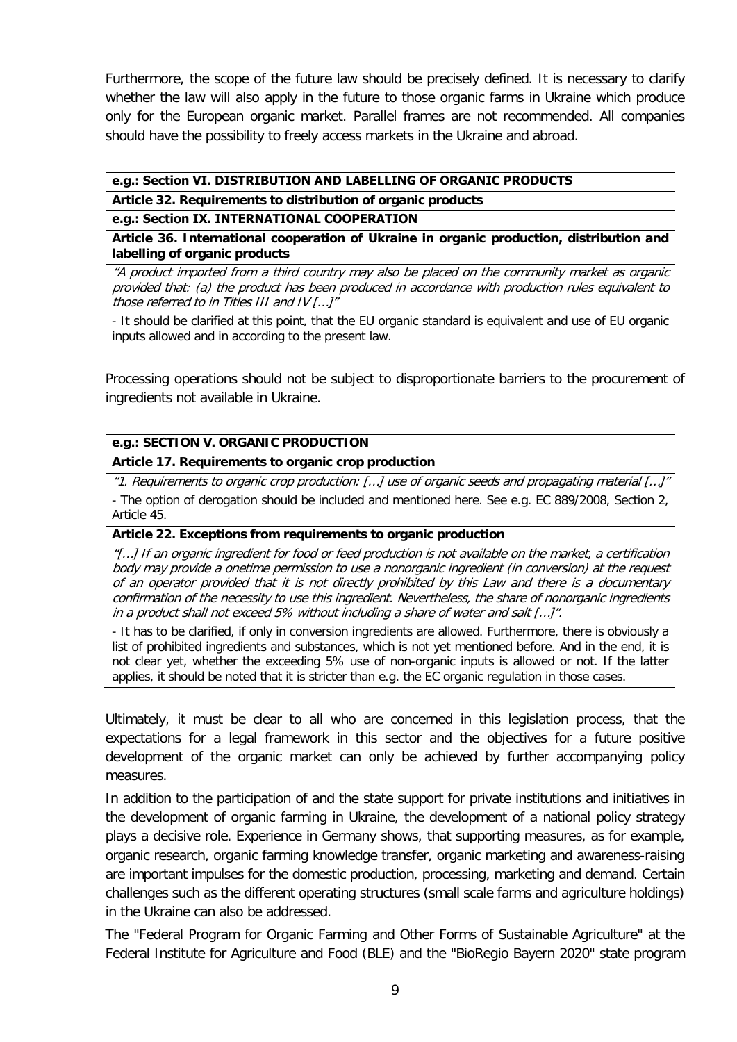Furthermore, the scope of the future law should be precisely defined. It is necessary to clarify whether the law will also apply in the future to those organic farms in Ukraine which produce only for the European organic market. Parallel frames are not recommended. All companies should have the possibility to freely access markets in the Ukraine and abroad.

**e.g.: Section VI. DISTRIBUTION AND LABELLING OF ORGANIC PRODUCTS**

**Article 32. Requirements to distribution of organic products**

**e.g.: Section IX. INTERNATIONAL COOPERATION**

**Article 36. International cooperation of Ukraine in organic production, distribution and labelling of organic products**

*"A product imported from a third country may also be placed on the community market as organic provided that: (a) the product has been produced in accordance with production rules equivalent to those referred to in Titles III and IV […]"*

- It should be clarified at this point, that the EU organic standard is equivalent and use of EU organic inputs allowed and in according to the present law.

Processing operations should not be subject to disproportionate barriers to the procurement of ingredients not available in Ukraine.

**e.g.: SECTION V. ORGANIC PRODUCTION**

**Article 17. Requirements to organic crop production**

*"1. Requirements to organic crop production: […] use of organic seeds and propagating material […]"*

- The option of derogation should be included and mentioned here. See e.g. EC 889/2008, Section 2, Article 45.

**Article 22. Exceptions from requirements to organic production**

*"[…] If an organic ingredient for food or feed production is not available on the market, a certification body may provide a onetime permission to use a nonorganic ingredient (in conversion) at the request of an operator provided that it is not directly prohibited by this Law and there is a documentary confirmation of the necessity to use this ingredient. Nevertheless, the share of nonorganic ingredients in a product shall not exceed 5% without including a share of water and salt […]".*

- It has to be clarified, if only in conversion ingredients are allowed. Furthermore, there is obviously a list of prohibited ingredients and substances, which is not yet mentioned before. And in the end, it is not clear yet, whether the exceeding 5% use of non-organic inputs is allowed or not. If the latter applies, it should be noted that it is stricter than e.g. the EC organic regulation in those cases.

Ultimately, it must be clear to all who are concerned in this legislation process, that the expectations for a legal framework in this sector and the objectives for a future positive development of the organic market can only be achieved by further accompanying policy measures.

In addition to the participation of and the state support for private institutions and initiatives in the development of organic farming in Ukraine, the development of a national policy strategy plays a decisive role. Experience in Germany shows, that supporting measures, as for example, organic research, organic farming knowledge transfer, organic marketing and awareness-raising are important impulses for the domestic production, processing, marketing and demand. Certain challenges such as the different operating structures (small scale farms and agriculture holdings) in the Ukraine can also be addressed.

The "Federal Program for Organic Farming and Other Forms of Sustainable Agriculture" at the Federal Institute for Agriculture and Food (BLE) and the "BioRegio Bayern 2020" state program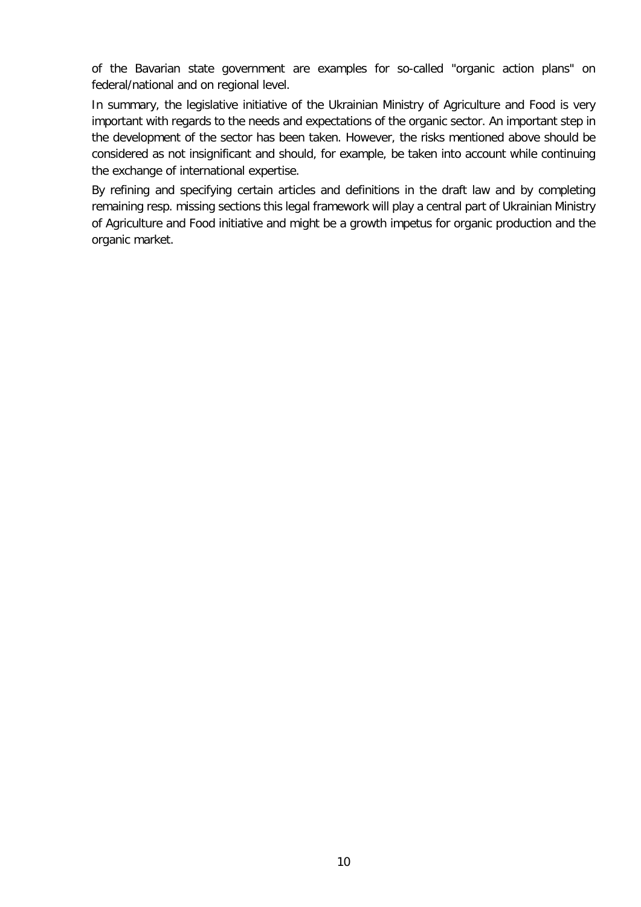of the Bavarian state government are examples for so-called "organic action plans" on federal/national and on regional level.

In summary, the legislative initiative of the Ukrainian Ministry of Agriculture and Food is very important with regards to the needs and expectations of the organic sector. An important step in the development of the sector has been taken. However, the risks mentioned above should be considered as not insignificant and should, for example, be taken into account while continuing the exchange of international expertise.

By refining and specifying certain articles and definitions in the draft law and by completing remaining resp. missing sections this legal framework will play a central part of Ukrainian Ministry of Agriculture and Food initiative and might be a growth impetus for organic production and the organic market.